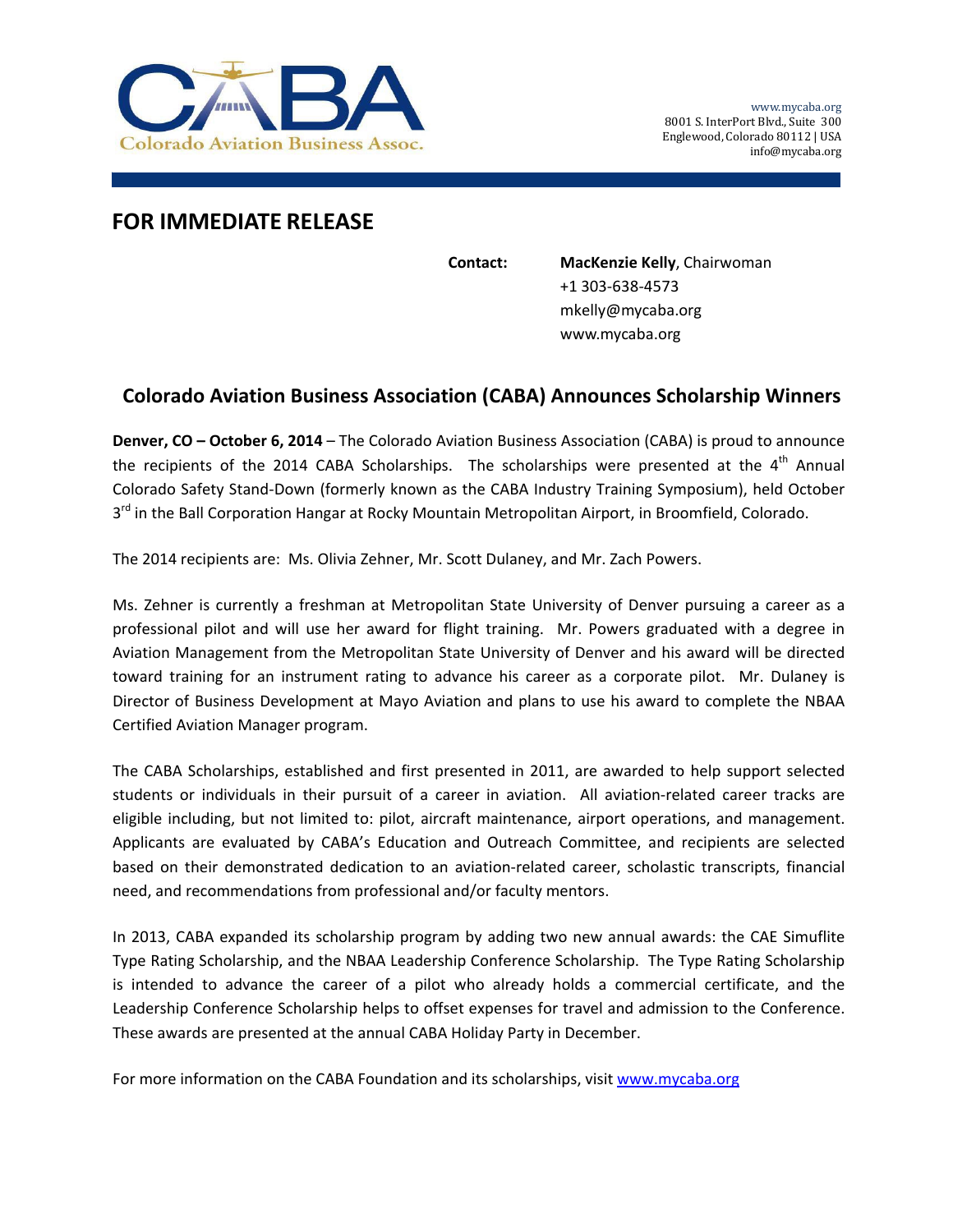Colorado Aviation Business Assoc.

www.mycaba.org
8001 S. InterPort Blvd., Suite 300
Englewood, Colorado 80112 | USA
info@mycaba.org

# FOR IMMEDIATE RELEASE

**Contact:** **MacKenzie Kelly**, Chairwoman
+1 303-638-4573
mkelly@mycaba.org
www.mycaba.org

## Colorado Aviation Business Association (CABA) Announces Scholarship Winners

**Denver, CO – October 6, 2014** – The Colorado Aviation Business Association (CABA) is proud to announce the recipients of the 2014 CABA Scholarships. The scholarships were presented at the 4th Annual Colorado Safety Stand-Down (formerly known as the CABA Industry Training Symposium), held October 3rd in the Ball Corporation Hangar at Rocky Mountain Metropolitan Airport, in Broomfield, Colorado.

The 2014 recipients are: Ms. Olivia Zehner, Mr. Scott Dulaney, and Mr. Zach Powers.

Ms. Zehner is currently a freshman at Metropolitan State University of Denver pursuing a career as a professional pilot and will use her award for flight training. Mr. Powers graduated with a degree in Aviation Management from the Metropolitan State University of Denver and his award will be directed toward training for an instrument rating to advance his career as a corporate pilot. Mr. Dulaney is Director of Business Development at Mayo Aviation and plans to use his award to complete the NBAA Certified Aviation Manager program.

The CABA Scholarships, established and first presented in 2011, are awarded to help support selected students or individuals in their pursuit of a career in aviation. All aviation-related career tracks are eligible including, but not limited to: pilot, aircraft maintenance, airport operations, and management. Applicants are evaluated by CABA's Education and Outreach Committee, and recipients are selected based on their demonstrated dedication to an aviation-related career, scholastic transcripts, financial need, and recommendations from professional and/or faculty mentors.

In 2013, CABA expanded its scholarship program by adding two new annual awards: the CAE Simuflite Type Rating Scholarship, and the NBAA Leadership Conference Scholarship. The Type Rating Scholarship is intended to advance the career of a pilot who already holds a commercial certificate, and the Leadership Conference Scholarship helps to offset expenses for travel and admission to the Conference. These awards are presented at the annual CABA Holiday Party in December.

For more information on the CABA Foundation and its scholarships, visit www.mycaba.org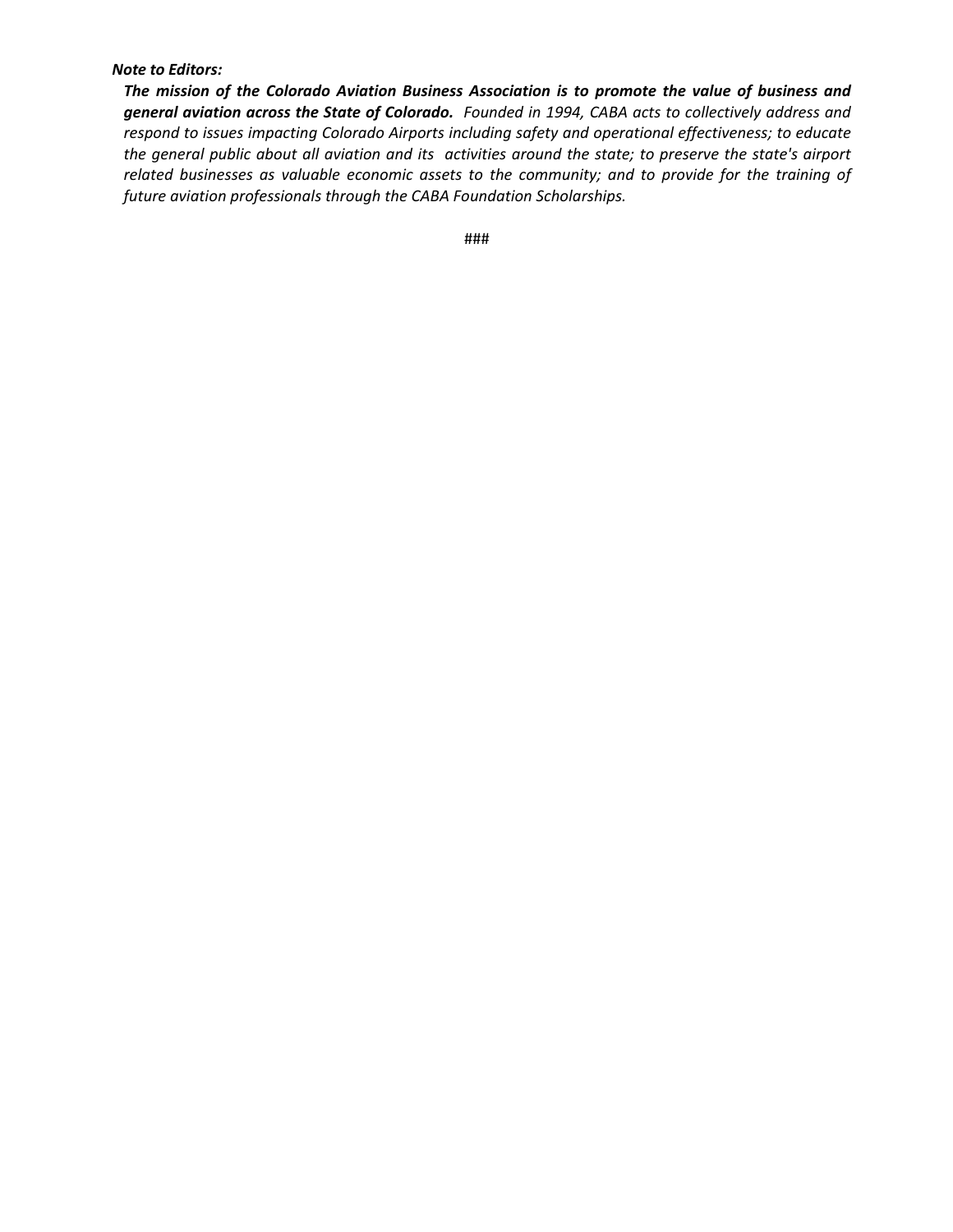***Note to Editors:***

***The mission of the Colorado Aviation Business Association is to promote the value of business and general aviation across the State of Colorado.*** *Founded in 1994, CABA acts to collectively address and respond to issues impacting Colorado Airports including safety and operational effectiveness; to educate the general public about all aviation and its activities around the state; to preserve the state's airport related businesses as valuable economic assets to the community; and to provide for the training of future aviation professionals through the CABA Foundation Scholarships.*

###